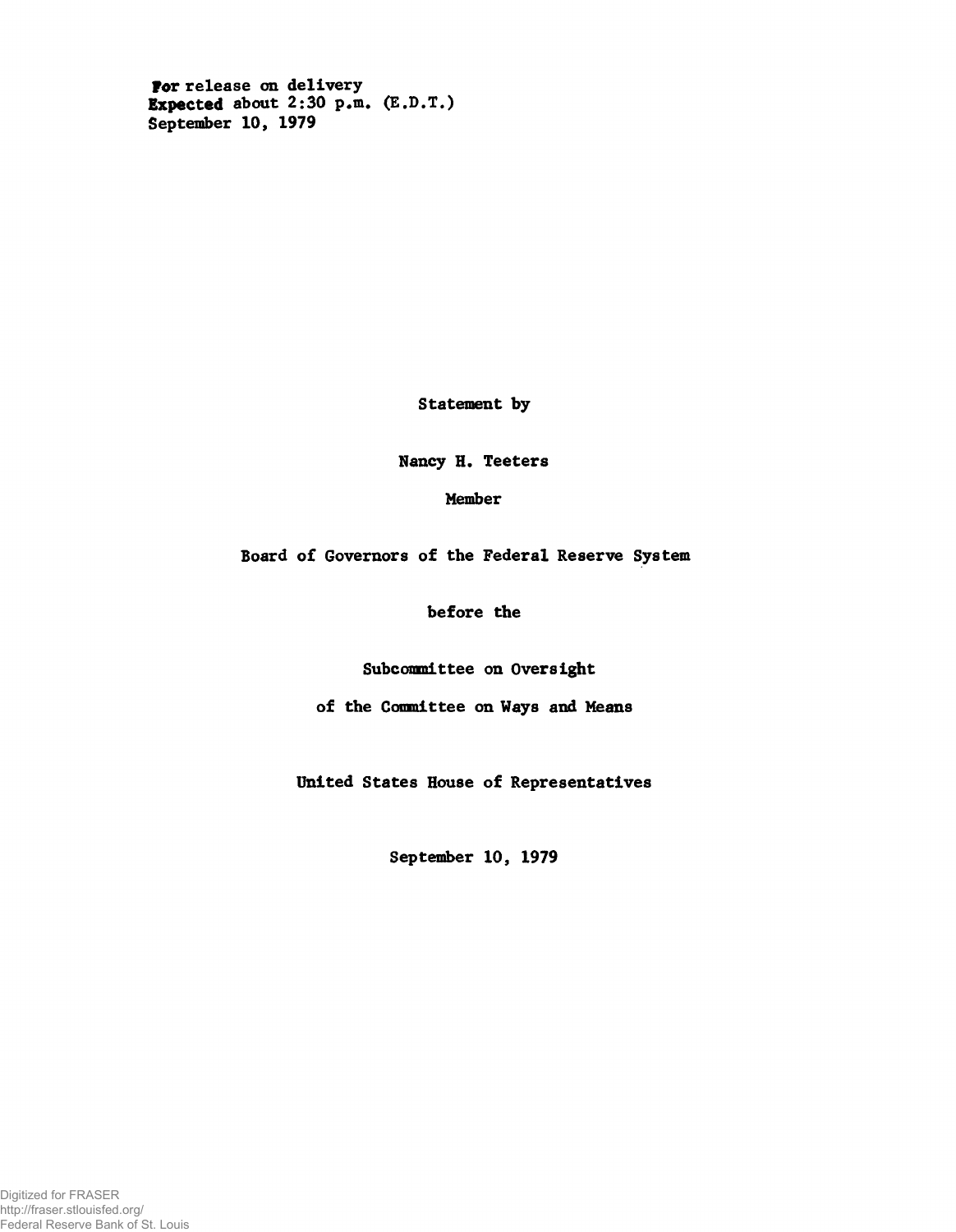For release on delivery
Expected about 2:30 p.m. (E.D.T.)
September 10, 1979

Statement by

Nancy H. Teeters

Member

Board of Governors of the Federal Reserve System

before the

Subcommittee on Oversight

of the Committee on Ways and Means

United States House of Representatives

September 10, 1979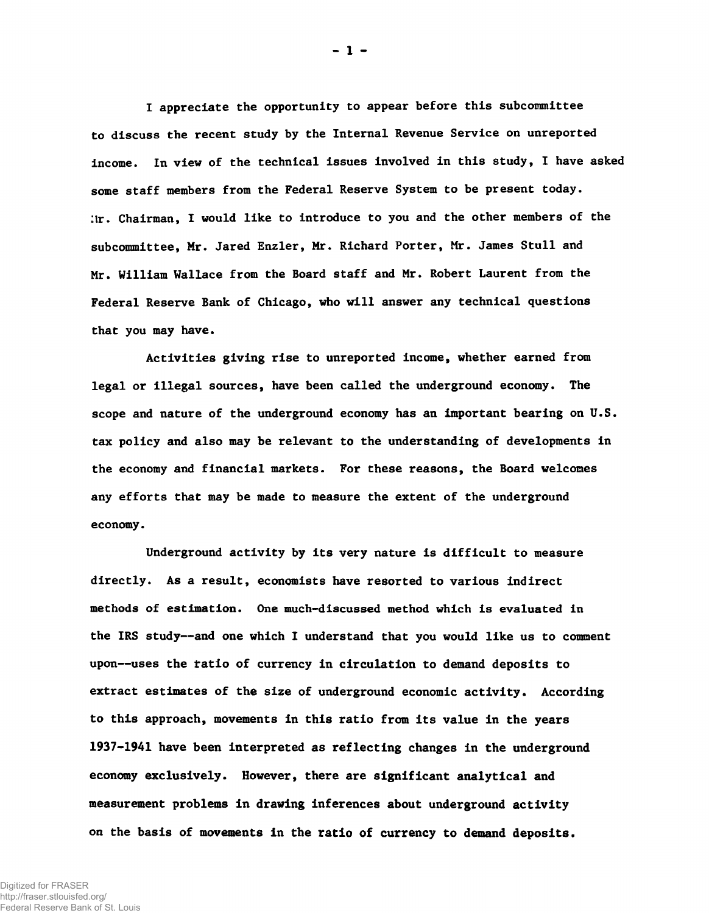I appreciate the opportunity to appear before this subcommittee to discuss the recent study by the Internal Revenue Service on unreported income. In view of the technical issues involved in this study, I have asked some staff members from the Federal Reserve System to be present today. Mr. Chairman, I would like to introduce to you and the other members of the subcommittee, Mr. Jared Enzler, Mr. Richard Porter, Mr. James Stull and Mr. William Wallace from the Board staff and Mr. Robert Laurent from the Federal Reserve Bank of Chicago, who will answer any technical questions that you may have.

Activities giving rise to unreported income, whether earned from legal or illegal sources, have been called the underground economy. The scope and nature of the underground economy has an important bearing on U.S. tax policy and also may be relevant to the understanding of developments in the economy and financial markets. For these reasons, the Board welcomes any efforts that may be made to measure the extent of the underground economy.

Underground activity by its very nature is difficult to measure directly. As a result, economists have resorted to various indirect methods of estimation. One much-discussed method which is evaluated in the IRS study--and one which I understand that you would like us to comment upon--uses the ratio of currency in circulation to demand deposits to extract estimates of the size of underground economic activity. According to this approach, movements in this ratio from its value in the years 1937-1941 have been interpreted as reflecting changes in the underground economy exclusively. However, there are significant analytical and measurement problems in drawing inferences about underground activity on the basis of movements in the ratio of currency to demand deposits.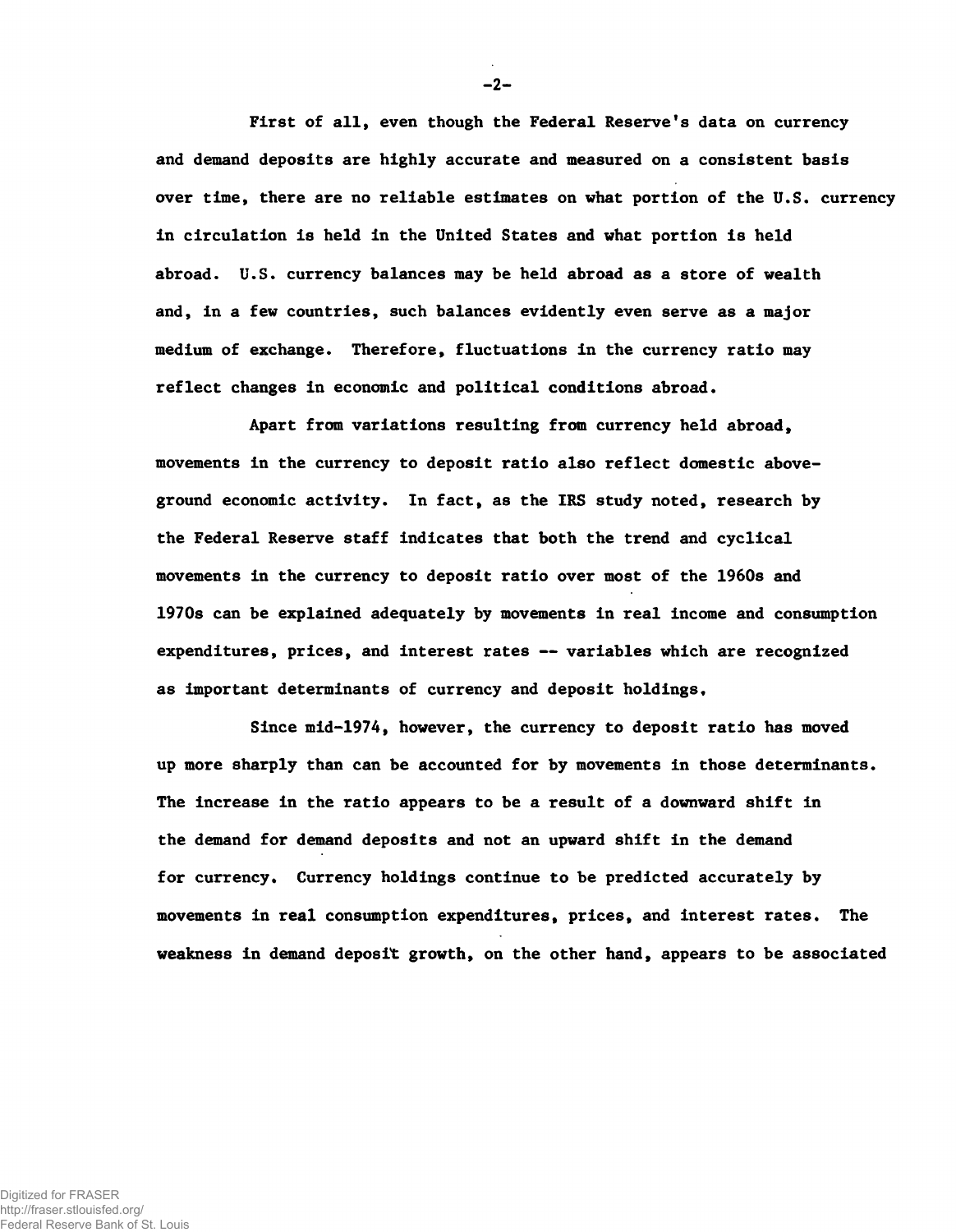First of all, even though the Federal Reserve's data on currency and demand deposits are highly accurate and measured on a consistent basis over time, there are no reliable estimates on what portion of the U.S. currency in circulation is held in the United States and what portion is held abroad. U.S. currency balances may be held abroad as a store of wealth and, in a few countries, such balances evidently even serve as a major medium of exchange. Therefore, fluctuations in the currency ratio may reflect changes in economic and political conditions abroad.

Apart from variations resulting from currency held abroad, movements in the currency to deposit ratio also reflect domestic above-ground economic activity. In fact, as the IRS study noted, research by the Federal Reserve staff indicates that both the trend and cyclical movements in the currency to deposit ratio over most of the 1960s and 1970s can be explained adequately by movements in real income and consumption expenditures, prices, and interest rates -- variables which are recognized as important determinants of currency and deposit holdings.

Since mid-1974, however, the currency to deposit ratio has moved up more sharply than can be accounted for by movements in those determinants. The increase in the ratio appears to be a result of a downward shift in the demand for demand deposits and not an upward shift in the demand for currency. Currency holdings continue to be predicted accurately by movements in real consumption expenditures, prices, and interest rates. The weakness in demand deposit growth, on the other hand, appears to be associated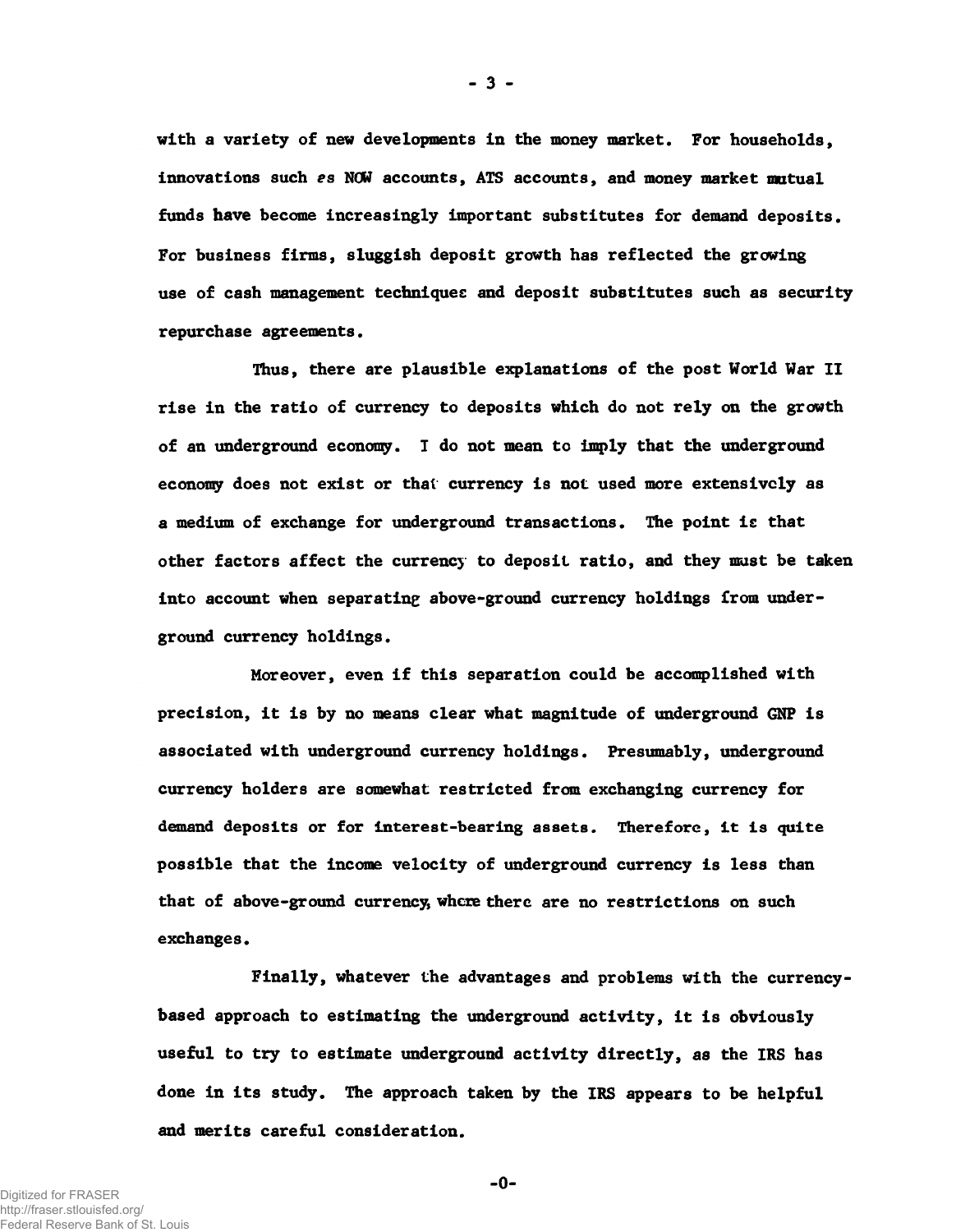with a variety of new developments in the money market. For households, innovations such as NOW accounts, ATS accounts, and money market mutual funds have become increasingly important substitutes for demand deposits. For business firms, sluggish deposit growth has reflected the growing use of cash management techniques and deposit substitutes such as security repurchase agreements.

Thus, there are plausible explanations of the post World War II rise in the ratio of currency to deposits which do not rely on the growth of an underground economy. I do not mean to imply that the underground economy does not exist or that currency is not used more extensively as a medium of exchange for underground transactions. The point is that other factors affect the currency to deposit ratio, and they must be taken into account when separating above-ground currency holdings from underground currency holdings.

Moreover, even if this separation could be accomplished with precision, it is by no means clear what magnitude of underground GNP is associated with underground currency holdings. Presumably, underground currency holders are somewhat restricted from exchanging currency for demand deposits or for interest-bearing assets. Therefore, it is quite possible that the income velocity of underground currency is less than that of above-ground currency, where there are no restrictions on such exchanges.

Finally, whatever the advantages and problems with the currency-based approach to estimating the underground activity, it is obviously useful to try to estimate underground activity directly, as the IRS has done in its study. The approach taken by the IRS appears to be helpful and merits careful consideration.

-0-